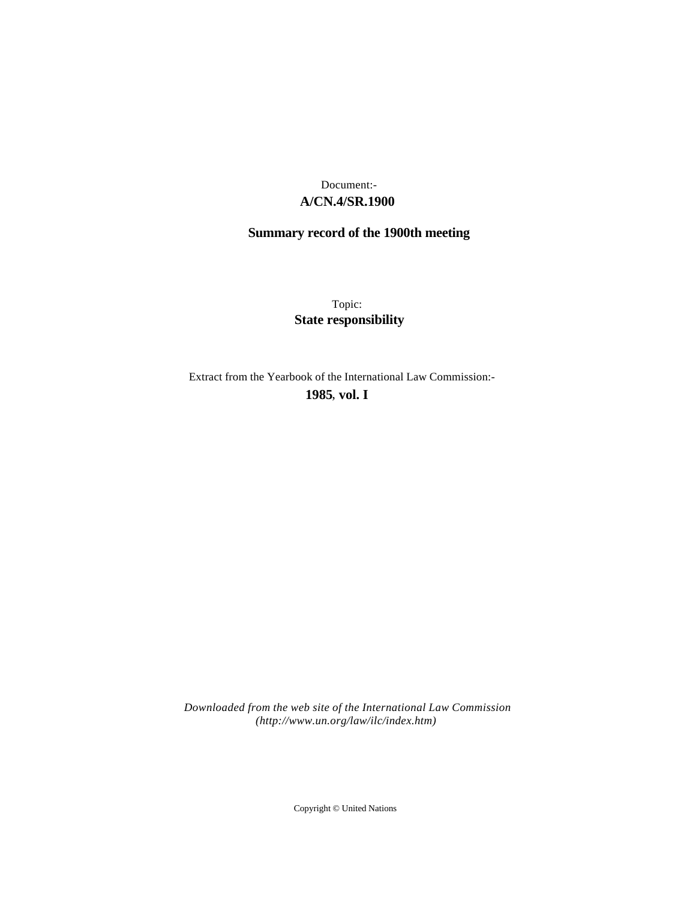Document:-
**A/CN.4/SR.1900**

**Summary record of the 1900th meeting**

Topic:
**State responsibility**

Extract from the Yearbook of the International Law Commission:-
**1985, vol. I**

*Downloaded from the web site of the International Law Commission (http://www.un.org/law/ilc/index.htm)*

Copyright © United Nations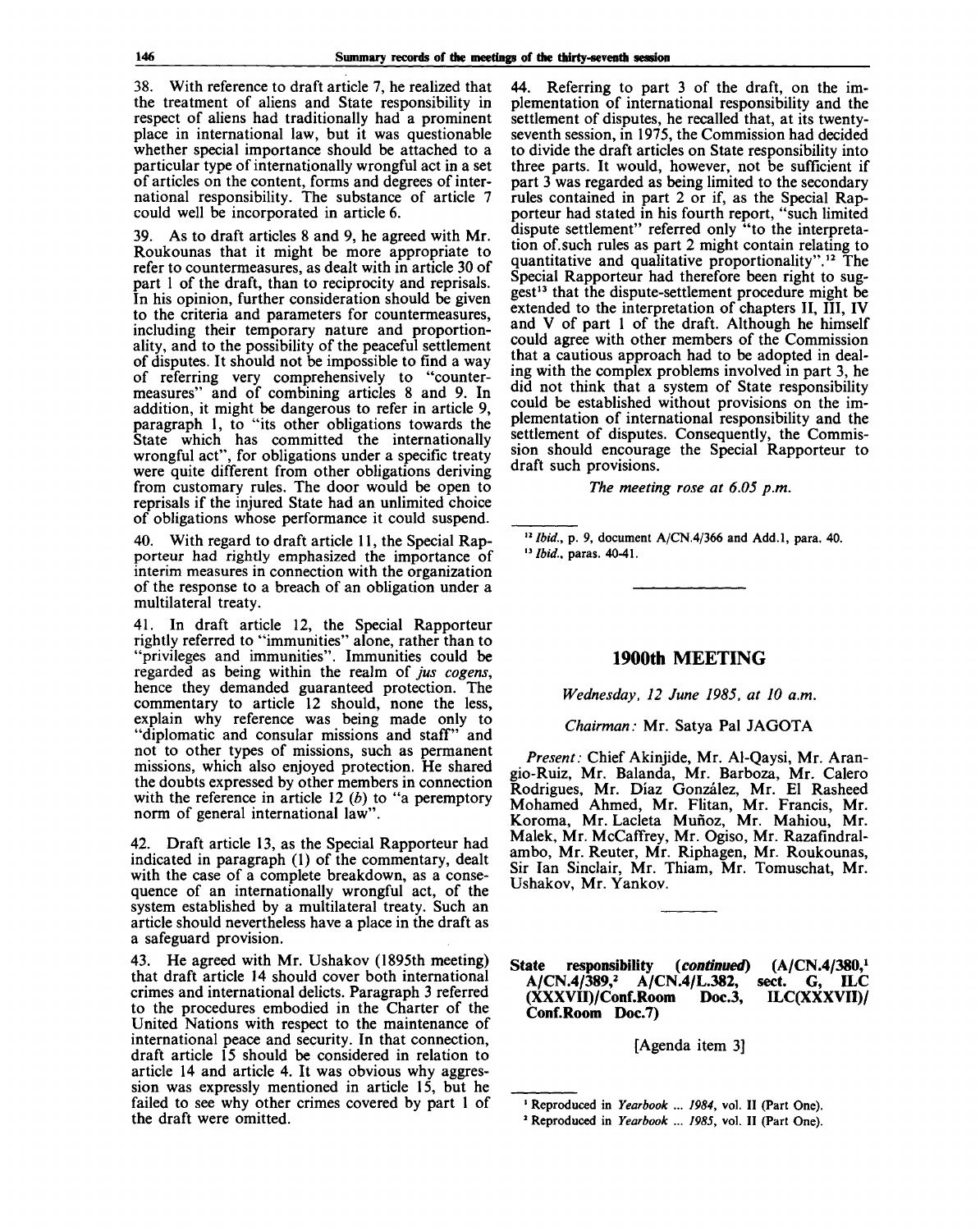38. With reference to draft article 7, he realized that the treatment of aliens and State responsibility in respect of aliens had traditionally had a prominent place in international law, but it was questionable whether special importance should be attached to a particular type of internationally wrongful act in a set of articles on the content, forms and degrees of international responsibility. The substance of article 7 could well be incorporated in article 6.

39. As to draft articles 8 and 9, he agreed with Mr. Roukounas that it might be more appropriate to refer to countermeasures, as dealt with in article 30 of part 1 of the draft, than to reciprocity and reprisals. In his opinion, further consideration should be given to the criteria and parameters for countermeasures, including their temporary nature and proportionality, and to the possibility of the peaceful settlement of disputes. It should not be impossible to find a way of referring very comprehensively to "countermeasures" and of combining articles 8 and 9. In addition, it might be dangerous to refer in article 9, paragraph 1, to "its other obligations towards the State which has committed the internationally wrongful act", for obligations under a specific treaty were quite different from other obligations deriving from customary rules. The door would be open to reprisals if the injured State had an unlimited choice of obligations whose performance it could suspend.

40. With regard to draft article 11, the Special Rapporteur had rightly emphasized the importance of interim measures in connection with the organization of the response to a breach of an obligation under a multilateral treaty.

41. In draft article 12, the Special Rapporteur rightly referred to "immunities" alone, rather than to "privileges and immunities". Immunities could be regarded as being within the realm of *jus cogens*, hence they demanded guaranteed protection. The commentary to article 12 should, none the less, explain why reference was being made only to "diplomatic and consular missions and staff" and not to other types of missions, such as permanent missions, which also enjoyed protection. He shared the doubts expressed by other members in connection with the reference in article 12 (*b*) to "a peremptory norm of general international law".

42. Draft article 13, as the Special Rapporteur had indicated in paragraph (1) of the commentary, dealt with the case of a complete breakdown, as a consequence of an internationally wrongful act, of the system established by a multilateral treaty. Such an article should nevertheless have a place in the draft as a safeguard provision.

43. He agreed with Mr. Ushakov (1895th meeting) that draft article 14 should cover both international crimes and international delicts. Paragraph 3 referred to the procedures embodied in the Charter of the United Nations with respect to the maintenance of international peace and security. In that connection, draft article 15 should be considered in relation to article 14 and article 4. It was obvious why aggression was expressly mentioned in article 15, but he failed to see why other crimes covered by part 1 of the draft were omitted.

44. Referring to part 3 of the draft, on the implementation of international responsibility and the settlement of disputes, he recalled that, at its twenty-seventh session, in 1975, the Commission had decided to divide the draft articles on State responsibility into three parts. It would, however, not be sufficient if part 3 was regarded as being limited to the secondary rules contained in part 2 or if, as the Special Rapporteur had stated in his fourth report, "such limited dispute settlement" referred only "to the interpretation of such rules as part 2 might contain relating to quantitative and qualitative proportionality".[12] The Special Rapporteur had therefore been right to suggest[13] that the dispute-settlement procedure might be extended to the interpretation of chapters II, III, IV and V of part 1 of the draft. Although he himself could agree with other members of the Commission that a cautious approach had to be adopted in dealing with the complex problems involved in part 3, he did not think that a system of State responsibility could be established without provisions on the implementation of international responsibility and the settlement of disputes. Consequently, the Commission should encourage the Special Rapporteur to draft such provisions.

*The meeting rose at 6.05 p.m.*

---

[12] *Ibid.*, p. 9, document A/CN.4/366 and Add.1, para. 40.

[13] *Ibid.*, paras. 40-41.

## 1900th MEETING

*Wednesday, 12 June 1985, at 10 a.m.*

*Chairman:* Mr. Satya Pal JAGOTA

*Present:* Chief Akinjide, Mr. Al-Qaysi, Mr. Arangio-Ruiz, Mr. Balanda, Mr. Barboza, Mr. Calero Rodrigues, Mr. Díaz González, Mr. El Rasheed Mohamed Ahmed, Mr. Flitan, Mr. Francis, Mr. Koroma, Mr. Lacleta Muñoz, Mr. Mahiou, Mr. Malek, Mr. McCaffrey, Mr. Ogiso, Mr. Razafindralambo, Mr. Reuter, Mr. Riphagen, Mr. Roukounas, Sir Ian Sinclair, Mr. Thiam, Mr. Tomuschat, Mr. Ushakov, Mr. Yankov.

### State responsibility (*continued*) (A/CN.4/380,[1] A/CN.4/389,[2] A/CN.4/L.382, sect. G, ILC (XXXVII)/Conf.Room Doc.3, ILC(XXXVII)/ Conf.Room Doc.7)

[Agenda item 3]

---

[1] Reproduced in *Yearbook ... 1984*, vol. II (Part One).

[2] Reproduced in *Yearbook ... 1985*, vol. II (Part One).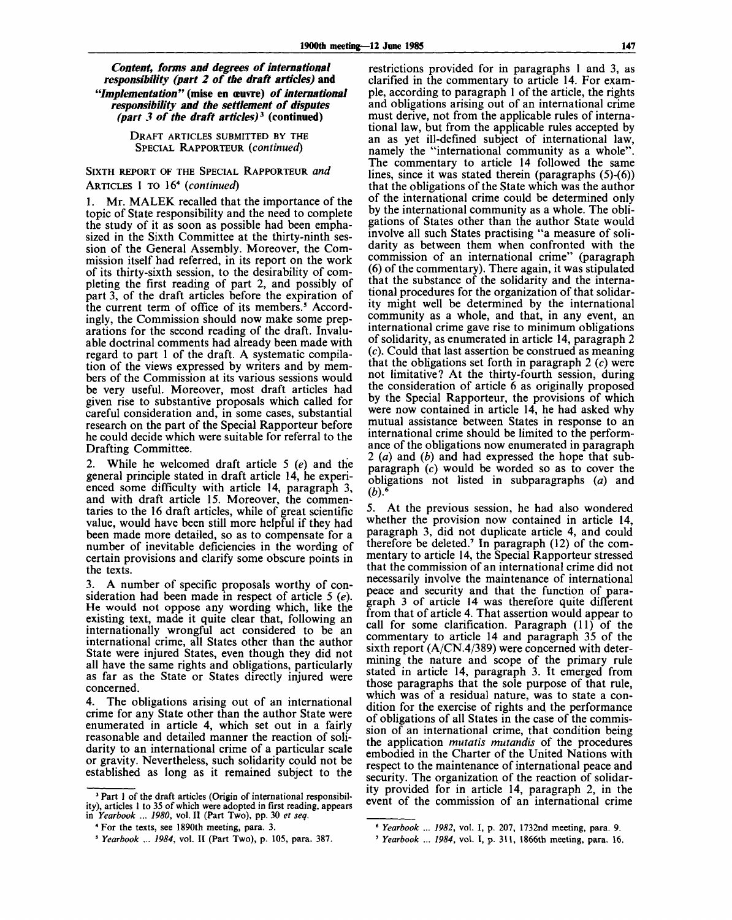***Content, forms and degrees of international responsibility (part 2 of the draft articles)* and *"Implementation"* (mise en œuvre) *of international responsibility and the settlement of disputes (part 3 of the draft articles)*[3] (continued)**

DRAFT ARTICLES SUBMITTED BY THE SPECIAL RAPPORTEUR (*continued*)

SIXTH REPORT OF THE SPECIAL RAPPORTEUR *and* ARTICLES 1 TO 16[4] (*continued*)

1. Mr. MALEK recalled that the importance of the topic of State responsibility and the need to complete the study of it as soon as possible had been emphasized in the Sixth Committee at the thirty-ninth session of the General Assembly. Moreover, the Commission itself had referred, in its report on the work of its thirty-sixth session, to the desirability of completing the first reading of part 2, and possibly of part 3, of the draft articles before the expiration of the current term of office of its members.[5] Accordingly, the Commission should now make some preparations for the second reading of the draft. Invaluable doctrinal comments had already been made with regard to part 1 of the draft. A systematic compilation of the views expressed by writers and by members of the Commission at its various sessions would be very useful. Moreover, most draft articles had given rise to substantive proposals which called for careful consideration and, in some cases, substantial research on the part of the Special Rapporteur before he could decide which were suitable for referral to the Drafting Committee.

2. While he welcomed draft article 5 (*e*) and the general principle stated in draft article 14, he experienced some difficulty with article 14, paragraph 3, and with draft article 15. Moreover, the commentaries to the 16 draft articles, while of great scientific value, would have been still more helpful if they had been made more detailed, so as to compensate for a number of inevitable deficiencies in the wording of certain provisions and clarify some obscure points in the texts.

3. A number of specific proposals worthy of consideration had been made in respect of article 5 (*e*). He would not oppose any wording which, like the existing text, made it quite clear that, following an internationally wrongful act considered to be an international crime, all States other than the author State were injured States, even though they did not all have the same rights and obligations, particularly as far as the State or States directly injured were concerned.

4. The obligations arising out of an international crime for any State other than the author State were enumerated in article 4, which set out in a fairly reasonable and detailed manner the reaction of solidarity to an international crime of a particular scale or gravity. Nevertheless, such solidarity could not be established as long as it remained subject to the restrictions provided for in paragraphs 1 and 3, as clarified in the commentary to article 14. For example, according to paragraph 1 of the article, the rights and obligations arising out of an international crime must derive, not from the applicable rules of international law, but from the applicable rules accepted by an as yet ill-defined subject of international law, namely the "international community as a whole". The commentary to article 14 followed the same lines, since it was stated therein (paragraphs (5)-(6)) that the obligations of the State which was the author of the international crime could be determined only by the international community as a whole. The obligations of States other than the author State would involve all such States practising "a measure of solidarity as between them when confronted with the commission of an international crime" (paragraph (6) of the commentary). There again, it was stipulated that the substance of the solidarity and the international procedures for the organization of that solidarity might well be determined by the international community as a whole, and that, in any event, an international crime gave rise to minimum obligations of solidarity, as enumerated in article 14, paragraph 2 (*c*). Could that last assertion be construed as meaning that the obligations set forth in paragraph 2 (*c*) were not limitative? At the thirty-fourth session, during the consideration of article 6 as originally proposed by the Special Rapporteur, the provisions of which were now contained in article 14, he had asked why mutual assistance between States in response to an international crime should be limited to the performance of the obligations now enumerated in paragraph 2 (*a*) and (*b*) and had expressed the hope that subparagraph (*c*) would be worded so as to cover the obligations not listed in subparagraphs (*a*) and (*b*).[6]

5. At the previous session, he had also wondered whether the provision now contained in article 14, paragraph 3, did not duplicate article 4, and could therefore be deleted.[7] In paragraph (12) of the commentary to article 14, the Special Rapporteur stressed that the commission of an international crime did not necessarily involve the maintenance of international peace and security and that the function of paragraph 3 of article 14 was therefore quite different from that of article 4. That assertion would appear to call for some clarification. Paragraph (11) of the commentary to article 14 and paragraph 35 of the sixth report (A/CN.4/389) were concerned with determining the nature and scope of the primary rule stated in article 14, paragraph 3. It emerged from those paragraphs that the sole purpose of that rule, which was of a residual nature, was to state a condition for the exercise of rights and the performance of obligations of all States in the case of the commission of an international crime, that condition being the application *mutatis mutandis* of the procedures embodied in the Charter of the United Nations with respect to the maintenance of international peace and security. The organization of the reaction of solidarity provided for in article 14, paragraph 2, in the event of the commission of an international crime

---

[3] Part 1 of the draft articles (Origin of international responsibility), articles 1 to 35 of which were adopted in first reading, appears in *Yearbook ... 1980*, vol. II (Part Two), pp. 30 *et seq.*

[4] For the texts, see 1890th meeting, para. 3.

[5] *Yearbook ... 1984*, vol. II (Part Two), p. 105, para. 387.

[6] *Yearbook ... 1982*, vol. I, p. 207, 1732nd meeting, para. 9.

[7] *Yearbook ... 1984*, vol. I, p. 311, 1866th meeting, para. 16.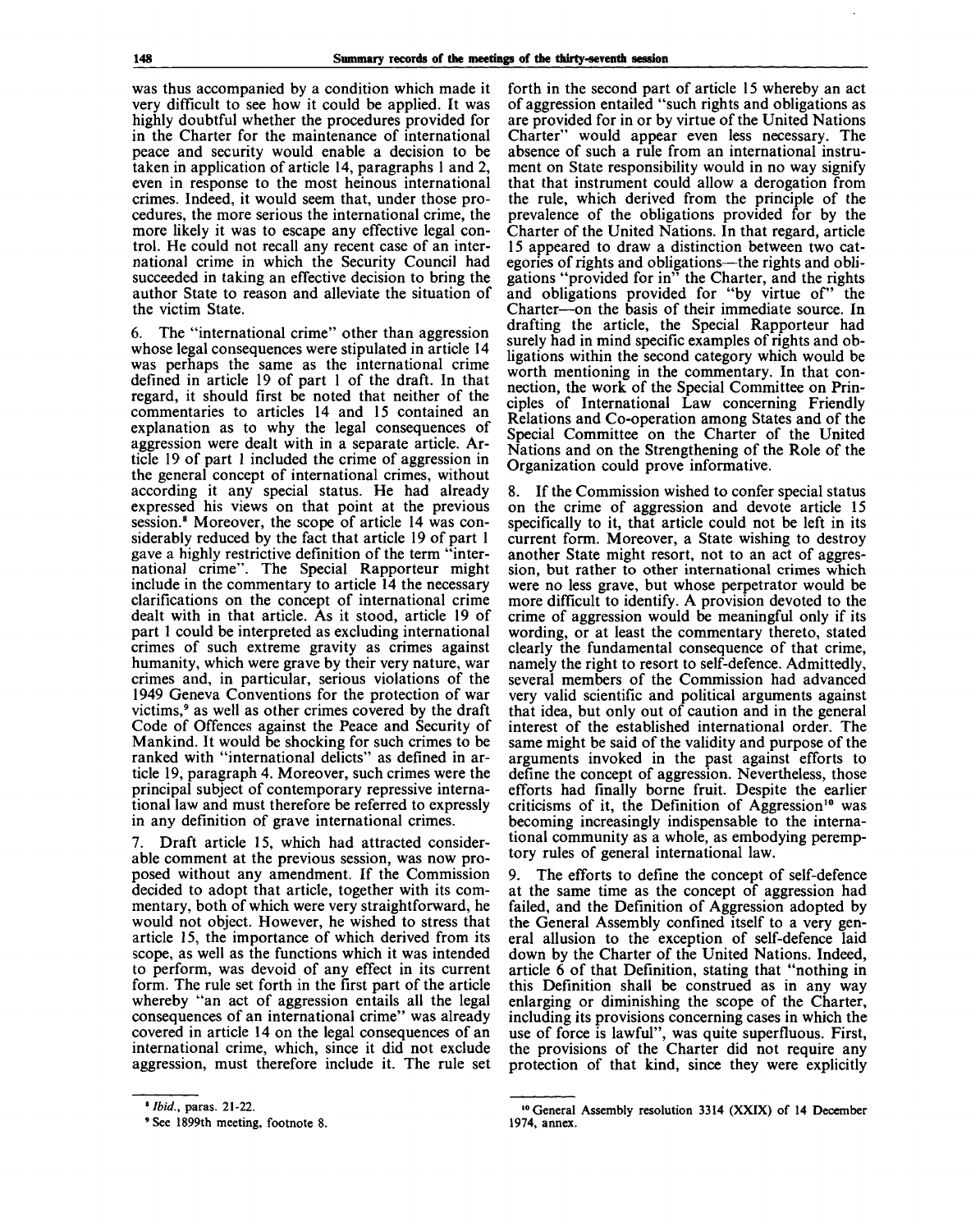was thus accompanied by a condition which made it very difficult to see how it could be applied. It was highly doubtful whether the procedures provided for in the Charter for the maintenance of international peace and security would enable a decision to be taken in application of article 14, paragraphs 1 and 2, even in response to the most heinous international crimes. Indeed, it would seem that, under those procedures, the more serious the international crime, the more likely it was to escape any effective legal control. He could not recall any recent case of an international crime in which the Security Council had succeeded in taking an effective decision to bring the author State to reason and alleviate the situation of the victim State.

6. The "international crime" other than aggression whose legal consequences were stipulated in article 14 was perhaps the same as the international crime defined in article 19 of part 1 of the draft. In that regard, it should first be noted that neither of the commentaries to articles 14 and 15 contained an explanation as to why the legal consequences of aggression were dealt with in a separate article. Article 19 of part 1 included the crime of aggression in the general concept of international crimes, without according it any special status. He had already expressed his views on that point at the previous session.[8] Moreover, the scope of article 14 was considerably reduced by the fact that article 19 of part 1 gave a highly restrictive definition of the term "international crime". The Special Rapporteur might include in the commentary to article 14 the necessary clarifications on the concept of international crime dealt with in that article. As it stood, article 19 of part 1 could be interpreted as excluding international crimes of such extreme gravity as crimes against humanity, which were grave by their very nature, war crimes and, in particular, serious violations of the 1949 Geneva Conventions for the protection of war victims,[9] as well as other crimes covered by the draft Code of Offences against the Peace and Security of Mankind. It would be shocking for such crimes to be ranked with "international delicts" as defined in article 19, paragraph 4. Moreover, such crimes were the principal subject of contemporary repressive international law and must therefore be referred to expressly in any definition of grave international crimes.

7. Draft article 15, which had attracted considerable comment at the previous session, was now proposed without any amendment. If the Commission decided to adopt that article, together with its commentary, both of which were very straightforward, he would not object. However, he wished to stress that article 15, the importance of which derived from its scope, as well as the functions which it was intended to perform, was devoid of any effect in its current form. The rule set forth in the first part of the article whereby "an act of aggression entails all the legal consequences of an international crime" was already covered in article 14 on the legal consequences of an international crime, which, since it did not exclude aggression, must therefore include it. The rule set forth in the second part of article 15 whereby an act of aggression entailed "such rights and obligations as are provided for in or by virtue of the United Nations Charter" would appear even less necessary. The absence of such a rule from an international instrument on State responsibility would in no way signify that that instrument could allow a derogation from the rule, which derived from the principle of the prevalence of the obligations provided for by the Charter of the United Nations. In that regard, article 15 appeared to draw a distinction between two categories of rights and obligations—the rights and obligations "provided for in" the Charter, and the rights and obligations provided for "by virtue of" the Charter—on the basis of their immediate source. In drafting the article, the Special Rapporteur had surely had in mind specific examples of rights and obligations within the second category which would be worth mentioning in the commentary. In that connection, the work of the Special Committee on Principles of International Law concerning Friendly Relations and Co-operation among States and of the Special Committee on the Charter of the United Nations and on the Strengthening of the Role of the Organization could prove informative.

8. If the Commission wished to confer special status on the crime of aggression and devote article 15 specifically to it, that article could not be left in its current form. Moreover, a State wishing to destroy another State might resort, not to an act of aggression, but rather to other international crimes which were no less grave, but whose perpetrator would be more difficult to identify. A provision devoted to the crime of aggression would be meaningful only if its wording, or at least the commentary thereto, stated clearly the fundamental consequence of that crime, namely the right to resort to self-defence. Admittedly, several members of the Commission had advanced very valid scientific and political arguments against that idea, but only out of caution and in the general interest of the established international order. The same might be said of the validity and purpose of the arguments invoked in the past against efforts to define the concept of aggression. Nevertheless, those efforts had finally borne fruit. Despite the earlier criticisms of it, the Definition of Aggression[10] was becoming increasingly indispensable to the international community as a whole, as embodying peremptory rules of general international law.

9. The efforts to define the concept of self-defence at the same time as the concept of aggression had failed, and the Definition of Aggression adopted by the General Assembly confined itself to a very general allusion to the exception of self-defence laid down by the Charter of the United Nations. Indeed, article 6 of that Definition, stating that "nothing in this Definition shall be construed as in any way enlarging or diminishing the scope of the Charter, including its provisions concerning cases in which the use of force is lawful", was quite superfluous. First, the provisions of the Charter did not require any protection of that kind, since they were explicitly

---

[8] *Ibid.*, paras. 21-22.

[9] See 1899th meeting, footnote 8.

[10] General Assembly resolution 3314 (XXIX) of 14 December 1974, annex.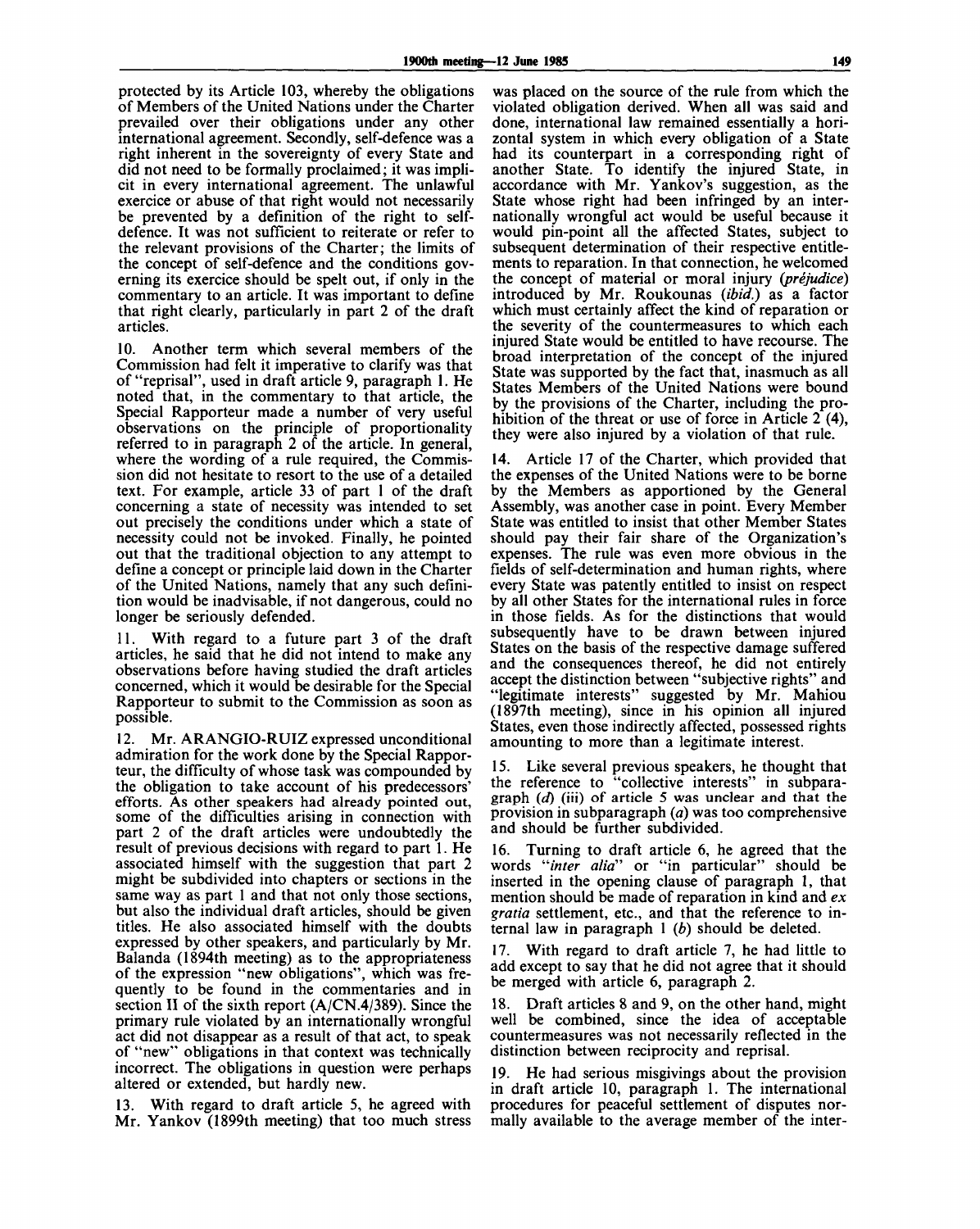protected by its Article 103, whereby the obligations of Members of the United Nations under the Charter prevailed over their obligations under any other international agreement. Secondly, self-defence was a right inherent in the sovereignty of every State and did not need to be formally proclaimed; it was implicit in every international agreement. The unlawful exercice or abuse of that right would not necessarily be prevented by a definition of the right to self-defence. It was not sufficient to reiterate or refer to the relevant provisions of the Charter; the limits of the concept of self-defence and the conditions governing its exercice should be spelt out, if only in the commentary to an article. It was important to define that right clearly, particularly in part 2 of the draft articles.

10. Another term which several members of the Commission had felt it imperative to clarify was that of "reprisal", used in draft article 9, paragraph 1. He noted that, in the commentary to that article, the Special Rapporteur made a number of very useful observations on the principle of proportionality referred to in paragraph 2 of the article. In general, where the wording of a rule required, the Commission did not hesitate to resort to the use of a detailed text. For example, article 33 of part 1 of the draft concerning a state of necessity was intended to set out precisely the conditions under which a state of necessity could not be invoked. Finally, he pointed out that the traditional objection to any attempt to define a concept or principle laid down in the Charter of the United Nations, namely that any such definition would be inadvisable, if not dangerous, could no longer be seriously defended.

11. With regard to a future part 3 of the draft articles, he said that he did not intend to make any observations before having studied the draft articles concerned, which it would be desirable for the Special Rapporteur to submit to the Commission as soon as possible.

12. Mr. ARANGIO-RUIZ expressed unconditional admiration for the work done by the Special Rapporteur, the difficulty of whose task was compounded by the obligation to take account of his predecessors' efforts. As other speakers had already pointed out, some of the difficulties arising in connection with part 2 of the draft articles were undoubtedly the result of previous decisions with regard to part 1. He associated himself with the suggestion that part 2 might be subdivided into chapters or sections in the same way as part 1 and that not only those sections, but also the individual draft articles, should be given titles. He also associated himself with the doubts expressed by other speakers, and particularly by Mr. Balanda (1894th meeting) as to the appropriateness of the expression "new obligations", which was frequently to be found in the commentaries and in section II of the sixth report (A/CN.4/389). Since the primary rule violated by an internationally wrongful act did not disappear as a result of that act, to speak of "new" obligations in that context was technically incorrect. The obligations in question were perhaps altered or extended, but hardly new.

13. With regard to draft article 5, he agreed with Mr. Yankov (1899th meeting) that too much stress was placed on the source of the rule from which the violated obligation derived. When all was said and done, international law remained essentially a horizontal system in which every obligation of a State had its counterpart in a corresponding right of another State. To identify the injured State, in accordance with Mr. Yankov's suggestion, as the State whose right had been infringed by an internationally wrongful act would be useful because it would pin-point all the affected States, subject to subsequent determination of their respective entitlements to reparation. In that connection, he welcomed the concept of material or moral injury (*préjudice*) introduced by Mr. Roukounas (*ibid.*) as a factor which must certainly affect the kind of reparation or the severity of the countermeasures to which each injured State would be entitled to have recourse. The broad interpretation of the concept of the injured State was supported by the fact that, inasmuch as all States Members of the United Nations were bound by the provisions of the Charter, including the prohibition of the threat or use of force in Article 2 (4), they were also injured by a violation of that rule.

14. Article 17 of the Charter, which provided that the expenses of the United Nations were to be borne by the Members as apportioned by the General Assembly, was another case in point. Every Member State was entitled to insist that other Member States should pay their fair share of the Organization's expenses. The rule was even more obvious in the fields of self-determination and human rights, where every State was patently entitled to insist on respect by all other States for the international rules in force in those fields. As for the distinctions that would subsequently have to be drawn between injured States on the basis of the respective damage suffered and the consequences thereof, he did not entirely accept the distinction between "subjective rights" and "legitimate interests" suggested by Mr. Mahiou (1897th meeting), since in his opinion all injured States, even those indirectly affected, possessed rights amounting to more than a legitimate interest.

15. Like several previous speakers, he thought that the reference to "collective interests" in subparagraph (*d*) (iii) of article 5 was unclear and that the provision in subparagraph (*a*) was too comprehensive and should be further subdivided.

16. Turning to draft article 6, he agreed that the words "*inter alia*" or "in particular" should be inserted in the opening clause of paragraph 1, that mention should be made of reparation in kind and *ex gratia* settlement, etc., and that the reference to internal law in paragraph 1 (*b*) should be deleted.

17. With regard to draft article 7, he had little to add except to say that he did not agree that it should be merged with article 6, paragraph 2.

18. Draft articles 8 and 9, on the other hand, might well be combined, since the idea of acceptable countermeasures was not necessarily reflected in the distinction between reciprocity and reprisal.

19. He had serious misgivings about the provision in draft article 10, paragraph 1. The international procedures for peaceful settlement of disputes normally available to the average member of the inter-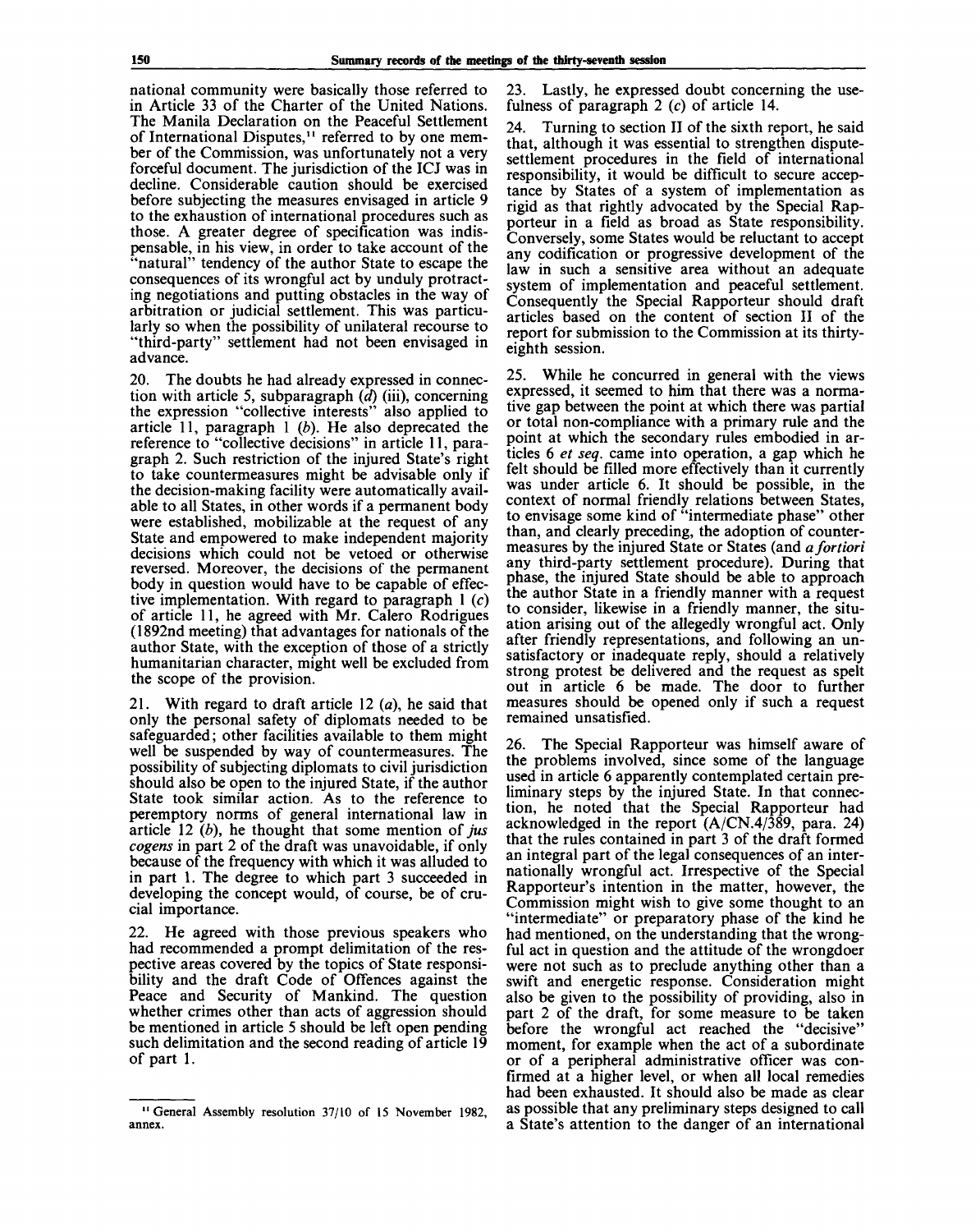national community were basically those referred to in Article 33 of the Charter of the United Nations. The Manila Declaration on the Peaceful Settlement of International Disputes,[11] referred to by one member of the Commission, was unfortunately not a very forceful document. The jurisdiction of the ICJ was in decline. Considerable caution should be exercised before subjecting the measures envisaged in article 9 to the exhaustion of international procedures such as those. A greater degree of specification was indispensable, in his view, in order to take account of the "natural" tendency of the author State to escape the consequences of its wrongful act by unduly protracting negotiations and putting obstacles in the way of arbitration or judicial settlement. This was particularly so when the possibility of unilateral recourse to "third-party" settlement had not been envisaged in advance.

20. The doubts he had already expressed in connection with article 5, subparagraph (*d*) (iii), concerning the expression "collective interests" also applied to article 11, paragraph 1 (*b*). He also deprecated the reference to "collective decisions" in article 11, paragraph 2. Such restriction of the injured State's right to take countermeasures might be advisable only if the decision-making facility were automatically available to all States, in other words if a permanent body were established, mobilizable at the request of any State and empowered to make independent majority decisions which could not be vetoed or otherwise reversed. Moreover, the decisions of the permanent body in question would have to be capable of effective implementation. With regard to paragraph 1 (*c*) of article 11, he agreed with Mr. Calero Rodrigues (1892nd meeting) that advantages for nationals of the author State, with the exception of those of a strictly humanitarian character, might well be excluded from the scope of the provision.

21. With regard to draft article 12 (*a*), he said that only the personal safety of diplomats needed to be safeguarded; other facilities available to them might well be suspended by way of countermeasures. The possibility of subjecting diplomats to civil jurisdiction should also be open to the injured State, if the author State took similar action. As to the reference to peremptory norms of general international law in article 12 (*b*), he thought that some mention of *jus cogens* in part 2 of the draft was unavoidable, if only because of the frequency with which it was alluded to in part 1. The degree to which part 3 succeeded in developing the concept would, of course, be of crucial importance.

22. He agreed with those previous speakers who had recommended a prompt delimitation of the respective areas covered by the topics of State responsibility and the draft Code of Offences against the Peace and Security of Mankind. The question whether crimes other than acts of aggression should be mentioned in article 5 should be left open pending such delimitation and the second reading of article 19 of part 1.

23. Lastly, he expressed doubt concerning the usefulness of paragraph 2 (*c*) of article 14.

24. Turning to section II of the sixth report, he said that, although it was essential to strengthen dispute-settlement procedures in the field of international responsibility, it would be difficult to secure acceptance by States of a system of implementation as rigid as that rightly advocated by the Special Rapporteur in a field as broad as State responsibility. Conversely, some States would be reluctant to accept any codification or progressive development of the law in such a sensitive area without an adequate system of implementation and peaceful settlement. Consequently the Special Rapporteur should draft articles based on the content of section II of the report for submission to the Commission at its thirty-eighth session.

25. While he concurred in general with the views expressed, it seemed to him that there was a normative gap between the point at which there was partial or total non-compliance with a primary rule and the point at which the secondary rules embodied in articles 6 *et seq.* came into operation, a gap which he felt should be filled more effectively than it currently was under article 6. It should be possible, in the context of normal friendly relations between States, to envisage some kind of "intermediate phase" other than, and clearly preceding, the adoption of countermeasures by the injured State or States (and *a fortiori* any third-party settlement procedure). During that phase, the injured State should be able to approach the author State in a friendly manner with a request to consider, likewise in a friendly manner, the situation arising out of the allegedly wrongful act. Only after friendly representations, and following an unsatisfactory or inadequate reply, should a relatively strong protest be delivered and the request as spelt out in article 6 be made. The door to further measures should be opened only if such a request remained unsatisfied.

26. The Special Rapporteur was himself aware of the problems involved, since some of the language used in article 6 apparently contemplated certain preliminary steps by the injured State. In that connection, he noted that the Special Rapporteur had acknowledged in the report (A/CN.4/389, para. 24) that the rules contained in part 3 of the draft formed an integral part of the legal consequences of an internationally wrongful act. Irrespective of the Special Rapporteur's intention in the matter, however, the Commission might wish to give some thought to an "intermediate" or preparatory phase of the kind he had mentioned, on the understanding that the wrongful act in question and the attitude of the wrongdoer were not such as to preclude anything other than a swift and energetic response. Consideration might also be given to the possibility of providing, also in part 2 of the draft, for some measure to be taken before the wrongful act reached the "decisive" moment, for example when the act of a subordinate or of a peripheral administrative officer was confirmed at a higher level, or when all local remedies had been exhausted. It should also be made as clear as possible that any preliminary steps designed to call a State's attention to the danger of an international

---

[11] General Assembly resolution 37/10 of 15 November 1982, annex.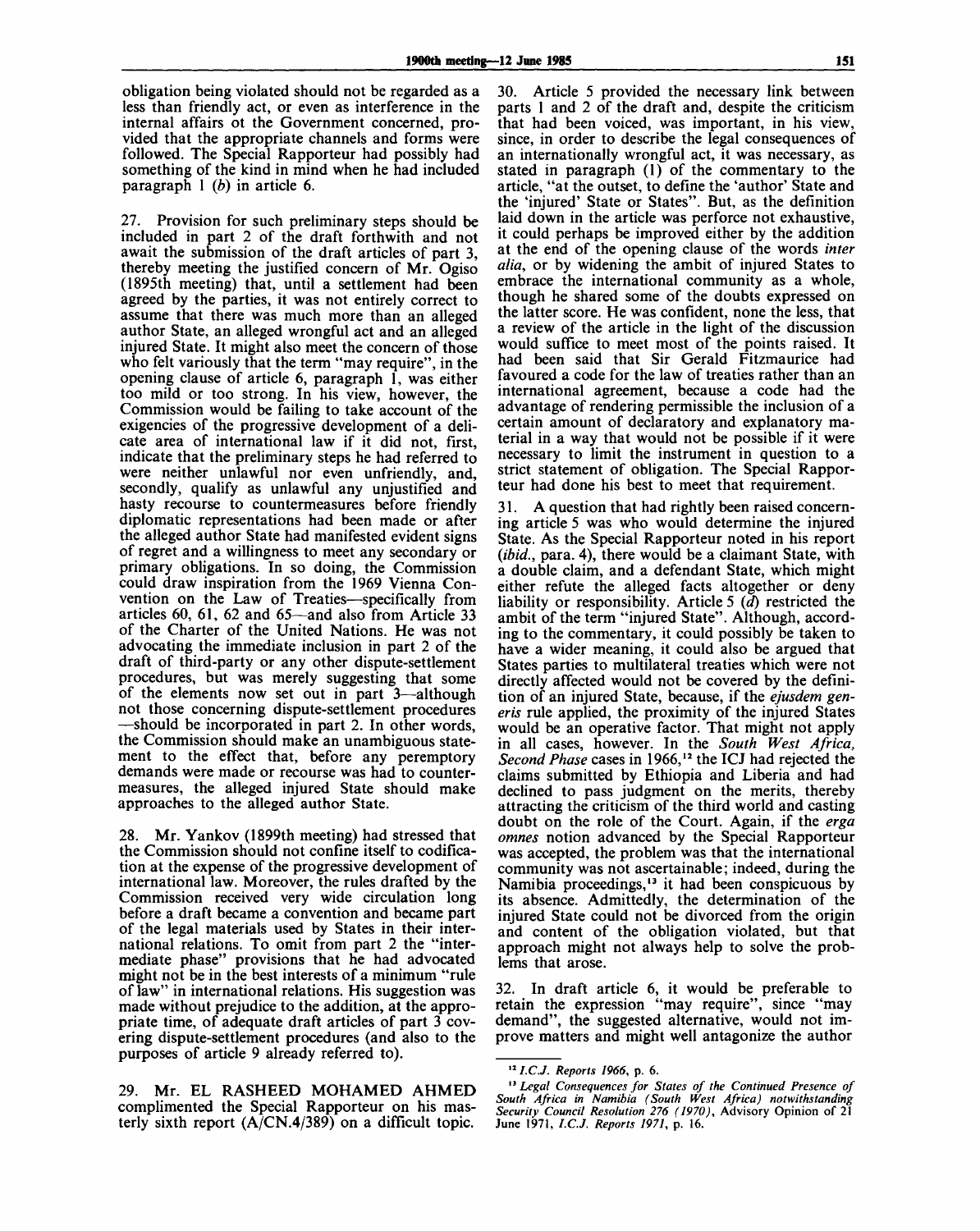obligation being violated should not be regarded as a less than friendly act, or even as interference in the internal affairs ot the Government concerned, provided that the appropriate channels and forms were followed. The Special Rapporteur had possibly had something of the kind in mind when he had included paragraph 1 (*b*) in article 6.

27. Provision for such preliminary steps should be included in part 2 of the draft forthwith and not await the submission of the draft articles of part 3, thereby meeting the justified concern of Mr. Ogiso (1895th meeting) that, until a settlement had been agreed by the parties, it was not entirely correct to assume that there was much more than an alleged author State, an alleged wrongful act and an alleged injured State. It might also meet the concern of those who felt variously that the term "may require", in the opening clause of article 6, paragraph 1, was either too mild or too strong. In his view, however, the Commission would be failing to take account of the exigencies of the progressive development of a delicate area of international law if it did not, first, indicate that the preliminary steps he had referred to were neither unlawful nor even unfriendly, and, secondly, qualify as unlawful any unjustified and hasty recourse to countermeasures before friendly diplomatic representations had been made or after the alleged author State had manifested evident signs of regret and a willingness to meet any secondary or primary obligations. In so doing, the Commission could draw inspiration from the 1969 Vienna Convention on the Law of Treaties—specifically from articles 60, 61, 62 and 65—and also from Article 33 of the Charter of the United Nations. He was not advocating the immediate inclusion in part 2 of the draft of third-party or any other dispute-settlement procedures, but was merely suggesting that some of the elements now set out in part 3—although not those concerning dispute-settlement procedures—should be incorporated in part 2. In other words, the Commission should make an unambiguous statement to the effect that, before any peremptory demands were made or recourse was had to countermeasures, the alleged injured State should make approaches to the alleged author State.

28. Mr. Yankov (1899th meeting) had stressed that the Commission should not confine itself to codification at the expense of the progressive development of international law. Moreover, the rules drafted by the Commission received very wide circulation long before a draft became a convention and became part of the legal materials used by States in their international relations. To omit from part 2 the "intermediate phase" provisions that he had advocated might not be in the best interests of a minimum "rule of law" in international relations. His suggestion was made without prejudice to the addition, at the appropriate time, of adequate draft articles of part 3 covering dispute-settlement procedures (and also to the purposes of article 9 already referred to).

29. Mr. EL RASHEED MOHAMED AHMED complimented the Special Rapporteur on his masterly sixth report (A/CN.4/389) on a difficult topic.

30. Article 5 provided the necessary link between parts 1 and 2 of the draft and, despite the criticism that had been voiced, was important, in his view, since, in order to describe the legal consequences of an internationally wrongful act, it was necessary, as stated in paragraph (1) of the commentary to the article, "at the outset, to define the 'author' State and the 'injured' State or States". But, as the definition laid down in the article was perforce not exhaustive, it could perhaps be improved either by the addition at the end of the opening clause of the words *inter alia*, or by widening the ambit of injured States to embrace the international community as a whole, though he shared some of the doubts expressed on the latter score. He was confident, none the less, that a review of the article in the light of the discussion would suffice to meet most of the points raised. It had been said that Sir Gerald Fitzmaurice had favoured a code for the law of treaties rather than an international agreement, because a code had the advantage of rendering permissible the inclusion of a certain amount of declaratory and explanatory material in a way that would not be possible if it were necessary to limit the instrument in question to a strict statement of obligation. The Special Rapporteur had done his best to meet that requirement.

31. A question that had rightly been raised concerning article 5 was who would determine the injured State. As the Special Rapporteur noted in his report (*ibid.*, para. 4), there would be a claimant State, with a double claim, and a defendant State, which might either refute the alleged facts altogether or deny liability or responsibility. Article 5 (*d*) restricted the ambit of the term "injured State". Although, according to the commentary, it could possibly be taken to have a wider meaning, it could also be argued that States parties to multilateral treaties which were not directly affected would not be covered by the definition of an injured State, because, if the *ejusdem generis* rule applied, the proximity of the injured States would be an operative factor. That might not apply in all cases, however. In the *South West Africa, Second Phase* cases in 1966,[12] the ICJ had rejected the claims submitted by Ethiopia and Liberia and had declined to pass judgment on the merits, thereby attracting the criticism of the third world and casting doubt on the role of the Court. Again, if the *erga omnes* notion advanced by the Special Rapporteur was accepted, the problem was that the international community was not ascertainable; indeed, during the Namibia proceedings,[13] it had been conspicuous by its absence. Admittedly, the determination of the injured State could not be divorced from the origin and content of the obligation violated, but that approach might not always help to solve the problems that arose.

32. In draft article 6, it would be preferable to retain the expression "may require", since "may demand", the suggested alternative, would not improve matters and might well antagonize the author

---

[12] *I.C.J. Reports 1966*, p. 6.

[13] *Legal Consequences for States of the Continued Presence of South Africa in Namibia (South West Africa) notwithstanding Security Council Resolution 276 (1970)*, Advisory Opinion of 21 June 1971, *I.C.J. Reports 1971*, p. 16.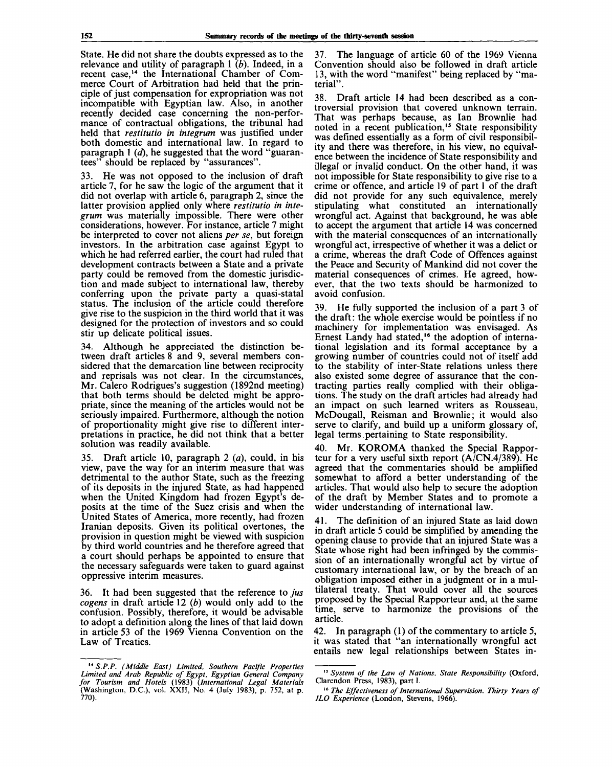State. He did not share the doubts expressed as to the relevance and utility of paragraph 1 (*b*). Indeed, in a recent case,[14] the International Chamber of Commerce Court of Arbitration had held that the principle of just compensation for expropriation was not incompatible with Egyptian law. Also, in another recently decided case concerning the non-performance of contractual obligations, the tribunal had held that *restitutio in integrum* was justified under both domestic and international law. In regard to paragraph 1 (*d*), he suggested that the word "guarantees" should be replaced by "assurances".

33. He was not opposed to the inclusion of draft article 7, for he saw the logic of the argument that it did not overlap with article 6, paragraph 2, since the latter provision applied only where *restitutio in integrum* was materially impossible. There were other considerations, however. For instance, article 7 might be interpreted to cover not aliens *per se*, but foreign investors. In the arbitration case against Egypt to which he had referred earlier, the court had ruled that development contracts between a State and a private party could be removed from the domestic jurisdiction and made subject to international law, thereby conferring upon the private party a quasi-statal status. The inclusion of the article could therefore give rise to the suspicion in the third world that it was designed for the protection of investors and so could stir up delicate political issues.

34. Although he appreciated the distinction between draft articles 8 and 9, several members considered that the demarcation line between reciprocity and reprisals was not clear. In the circumstances, Mr. Calero Rodrigues's suggestion (1892nd meeting) that both terms should be deleted might be appropriate, since the meaning of the articles would not be seriously impaired. Furthermore, although the notion of proportionality might give rise to different interpretations in practice, he did not think that a better solution was readily available.

35. Draft article 10, paragraph 2 (*a*), could, in his view, pave the way for an interim measure that was detrimental to the author State, such as the freezing of its deposits in the injured State, as had happened when the United Kingdom had frozen Egypt's deposits at the time of the Suez crisis and when the United States of America, more recently, had frozen Iranian deposits. Given its political overtones, the provision in question might be viewed with suspicion by third world countries and he therefore agreed that a court should perhaps be appointed to ensure that the necessary safeguards were taken to guard against oppressive interim measures.

36. It had been suggested that the reference to *jus cogens* in draft article 12 (*b*) would only add to the confusion. Possibly, therefore, it would be advisable to adopt a definition along the lines of that laid down in article 53 of the 1969 Vienna Convention on the Law of Treaties.

37. The language of article 60 of the 1969 Vienna Convention should also be followed in draft article 13, with the word "manifest" being replaced by "material".

38. Draft article 14 had been described as a controversial provision that covered unknown terrain. That was perhaps because, as Ian Brownlie had noted in a recent publication,[15] State responsibility was defined essentially as a form of civil responsibility and there was therefore, in his view, no equivalence between the incidence of State responsibility and illegal or invalid conduct. On the other hand, it was not impossible for State responsibility to give rise to a crime or offence, and article 19 of part 1 of the draft did not provide for any such equivalence, merely stipulating what constituted an internationally wrongful act. Against that background, he was able to accept the argument that article 14 was concerned with the material consequences of an internationally wrongful act, irrespective of whether it was a delict or a crime, whereas the draft Code of Offences against the Peace and Security of Mankind did not cover the material consequences of crimes. He agreed, however, that the two texts should be harmonized to avoid confusion.

39. He fully supported the inclusion of a part 3 of the draft: the whole exercise would be pointless if no machinery for implementation was envisaged. As Ernest Landy had stated,[16] the adoption of international legislation and its formal acceptance by a growing number of countries could not of itself add to the stability of inter-State relations unless there also existed some degree of assurance that the contracting parties really complied with their obligations. The study on the draft articles had already had an impact on such learned writers as Rousseau, McDougall, Reisman and Brownlie; it would also serve to clarify, and build up a uniform glossary of, legal terms pertaining to State responsibility.

40. Mr. KOROMA thanked the Special Rapporteur for a very useful sixth report (A/CN.4/389). He agreed that the commentaries should be amplified somewhat to afford a better understanding of the articles. That would also help to secure the adoption of the draft by Member States and to promote a wider understanding of international law.

41. The definition of an injured State as laid down in draft article 5 could be simplified by amending the opening clause to provide that an injured State was a State whose right had been infringed by the commission of an internationally wrongful act by virtue of customary international law, or by the breach of an obligation imposed either in a judgment or in a multilateral treaty. That would cover all the sources proposed by the Special Rapporteur and, at the same time, serve to harmonize the provisions of the article.

42. In paragraph (1) of the commentary to article 5, it was stated that "an internationally wrongful act entails new legal relationships between States in-

---

[14] *S.P.P. (Middle East) Limited, Southern Pacific Properties Limited and Arab Republic of Egypt, Egyptian General Company for Tourism and Hotels* (1983) (*International Legal Materials* (Washington, D.C.), vol. XXII, No. 4 (July 1983), p. 752, at p. 770).

[15] *System of the Law of Nations. State Responsibility* (Oxford, Clarendon Press, 1983), part I.

[16] *The Effectiveness of International Supervision. Thirty Years of ILO Experience* (London, Stevens, 1966).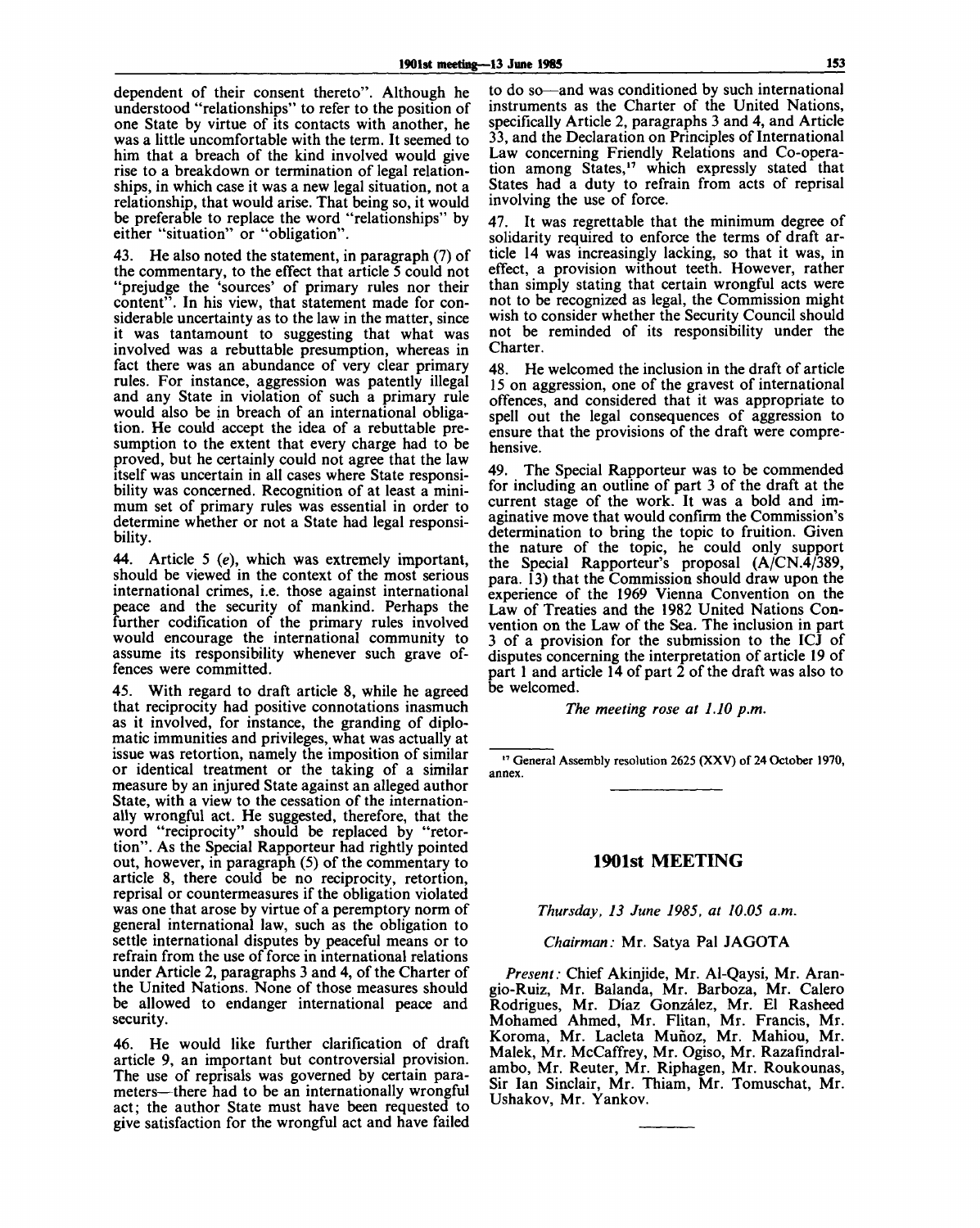dependent of their consent thereto". Although he understood "relationships" to refer to the position of one State by virtue of its contacts with another, he was a little uncomfortable with the term. It seemed to him that a breach of the kind involved would give rise to a breakdown or termination of legal relationships, in which case it was a new legal situation, not a relationship, that would arise. That being so, it would be preferable to replace the word "relationships" by either "situation" or "obligation".

43. He also noted the statement, in paragraph (7) of the commentary, to the effect that article 5 could not "prejudge the 'sources' of primary rules nor their content". In his view, that statement made for considerable uncertainty as to the law in the matter, since it was tantamount to suggesting that what was involved was a rebuttable presumption, whereas in fact there was an abundance of very clear primary rules. For instance, aggression was patently illegal and any State in violation of such a primary rule would also be in breach of an international obligation. He could accept the idea of a rebuttable presumption to the extent that every charge had to be proved, but he certainly could not agree that the law itself was uncertain in all cases where State responsibility was concerned. Recognition of at least a minimum set of primary rules was essential in order to determine whether or not a State had legal responsibility.

44. Article 5 (*e*), which was extremely important, should be viewed in the context of the most serious international crimes, i.e. those against international peace and the security of mankind. Perhaps the further codification of the primary rules involved would encourage the international community to assume its responsibility whenever such grave offences were committed.

45. With regard to draft article 8, while he agreed that reciprocity had positive connotations inasmuch as it involved, for instance, the granding of diplomatic immunities and privileges, what was actually at issue was retortion, namely the imposition of similar or identical treatment or the taking of a similar measure by an injured State against an alleged author State, with a view to the cessation of the internationally wrongful act. He suggested, therefore, that the word "reciprocity" should be replaced by "retortion". As the Special Rapporteur had rightly pointed out, however, in paragraph (5) of the commentary to article 8, there could be no reciprocity, retortion, reprisal or countermeasures if the obligation violated was one that arose by virtue of a peremptory norm of general international law, such as the obligation to settle international disputes by peaceful means or to refrain from the use of force in international relations under Article 2, paragraphs 3 and 4, of the Charter of the United Nations. None of those measures should be allowed to endanger international peace and security.

46. He would like further clarification of draft article 9, an important but controversial provision. The use of reprisals was governed by certain parameters—there had to be an internationally wrongful act; the author State must have been requested to give satisfaction for the wrongful act and have failed to do so—and was conditioned by such international instruments as the Charter of the United Nations, specifically Article 2, paragraphs 3 and 4, and Article 33, and the Declaration on Principles of International Law concerning Friendly Relations and Co-operation among States,[17] which expressly stated that States had a duty to refrain from acts of reprisal involving the use of force.

47. It was regrettable that the minimum degree of solidarity required to enforce the terms of draft article 14 was increasingly lacking, so that it was, in effect, a provision without teeth. However, rather than simply stating that certain wrongful acts were not to be recognized as legal, the Commission might wish to consider whether the Security Council should not be reminded of its responsibility under the Charter.

48. He welcomed the inclusion in the draft of article 15 on aggression, one of the gravest of international offences, and considered that it was appropriate to spell out the legal consequences of aggression to ensure that the provisions of the draft were comprehensive.

49. The Special Rapporteur was to be commended for including an outline of part 3 of the draft at the current stage of the work. It was a bold and imaginative move that would confirm the Commission's determination to bring the topic to fruition. Given the nature of the topic, he could only support the Special Rapporteur's proposal (A/CN.4/389, para. 13) that the Commission should draw upon the experience of the 1969 Vienna Convention on the Law of Treaties and the 1982 United Nations Convention on the Law of the Sea. The inclusion in part 3 of a provision for the submission to the ICJ of disputes concerning the interpretation of article 19 of part 1 and article 14 of part 2 of the draft was also to be welcomed.

*The meeting rose at 1.10 p.m.*

[17] General Assembly resolution 2625 (XXV) of 24 October 1970, annex.

## 1901st MEETING

*Thursday, 13 June 1985, at 10.05 a.m.*

*Chairman:* Mr. Satya Pal JAGOTA

*Present:* Chief Akinjide, Mr. Al-Qaysi, Mr. Arangio-Ruiz, Mr. Balanda, Mr. Barboza, Mr. Calero Rodrigues, Mr. Díaz González, Mr. El Rasheed Mohamed Ahmed, Mr. Flitan, Mr. Francis, Mr. Koroma, Mr. Lacleta Muñoz, Mr. Mahiou, Mr. Malek, Mr. McCaffrey, Mr. Ogiso, Mr. Razafindralambo, Mr. Reuter, Mr. Riphagen, Mr. Roukounas, Sir Ian Sinclair, Mr. Thiam, Mr. Tomuschat, Mr. Ushakov, Mr. Yankov.